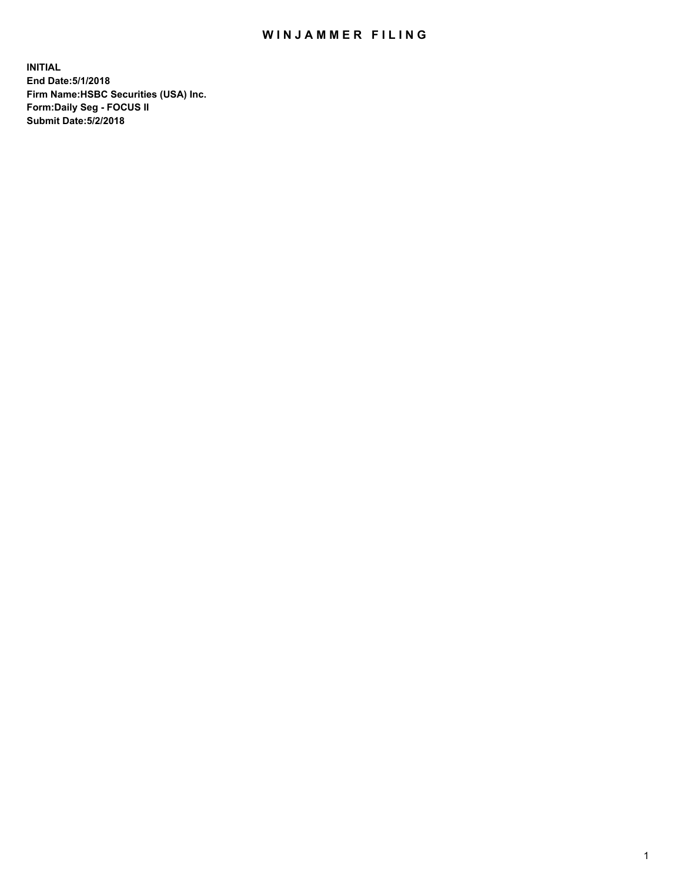# WINJAMMER FILING

**INITIAL**
**End Date:5/1/2018**
**Firm Name:HSBC Securities (USA) Inc.**
**Form:Daily Seg - FOCUS II**
**Submit Date:5/2/2018**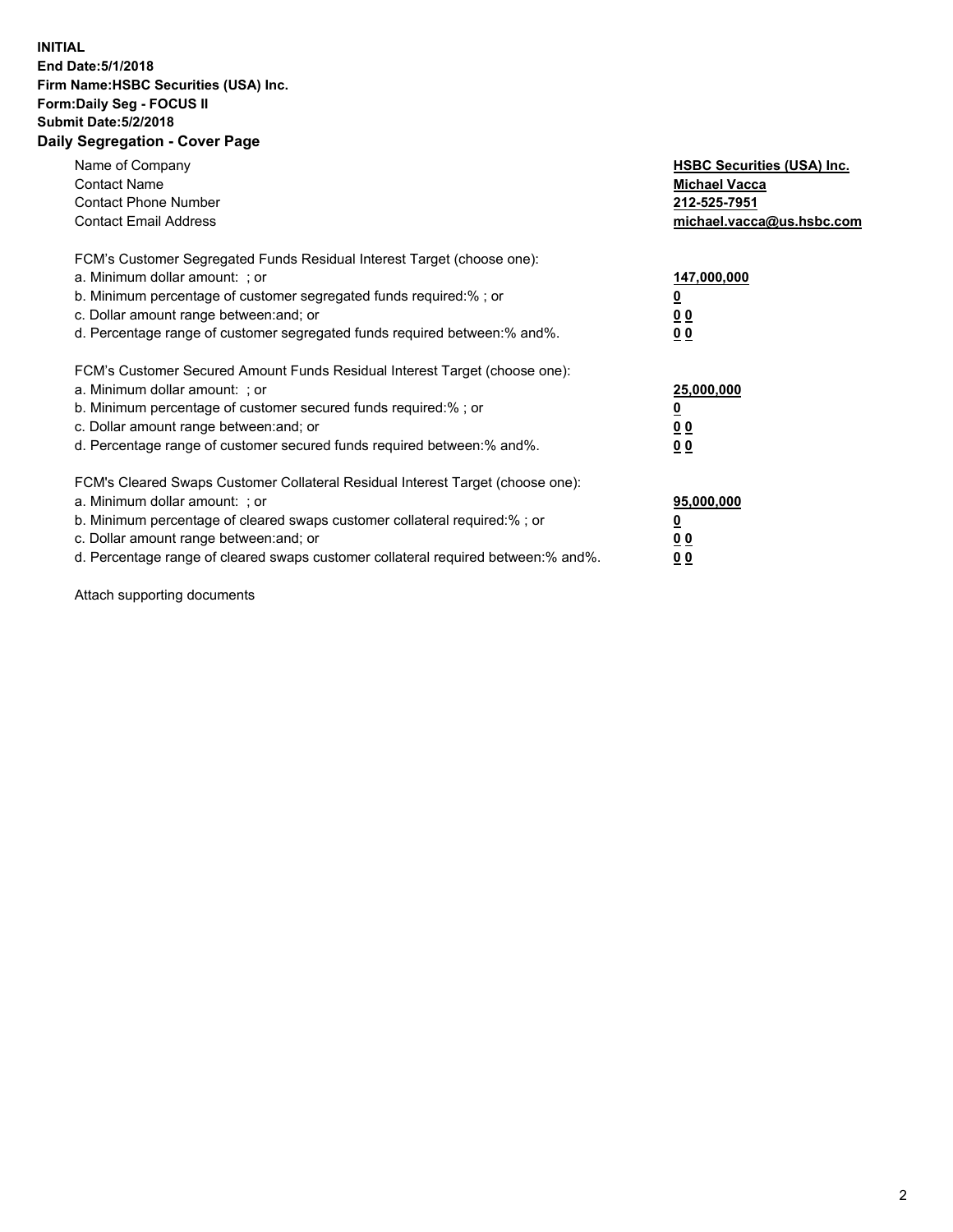**INITIAL**
**End Date:5/1/2018**
**Firm Name:HSBC Securities (USA) Inc.**
**Form:Daily Seg - FOCUS II**
**Submit Date:5/2/2018**

## Daily Segregation - Cover Page

| | |
|---|---|
| Name of Company | **HSBC Securities (USA) Inc.** |
| Contact Name | **Michael Vacca** |
| Contact Phone Number | **212-525-7951** |
| Contact Email Address | **michael.vacca@us.hsbc.com** |
| | |
| FCM's Customer Segregated Funds Residual Interest Target (choose one): | |
| a. Minimum dollar amount: ; or | **147,000,000** |
| b. Minimum percentage of customer segregated funds required:% ; or | **0** |
| c. Dollar amount range between:and; or | **0 0** |
| d. Percentage range of customer segregated funds required between:% and%. | **0 0** |
| | |
| FCM's Customer Secured Amount Funds Residual Interest Target (choose one): | |
| a. Minimum dollar amount: ; or | **25,000,000** |
| b. Minimum percentage of customer secured funds required:% ; or | **0** |
| c. Dollar amount range between:and; or | **0 0** |
| d. Percentage range of customer secured funds required between:% and%. | **0 0** |
| | |
| FCM's Cleared Swaps Customer Collateral Residual Interest Target (choose one): | |
| a. Minimum dollar amount: ; or | **95,000,000** |
| b. Minimum percentage of cleared swaps customer collateral required:% ; or | **0** |
| c. Dollar amount range between:and; or | **0 0** |
| d. Percentage range of cleared swaps customer collateral required between:% and%. | **0 0** |

Attach supporting documents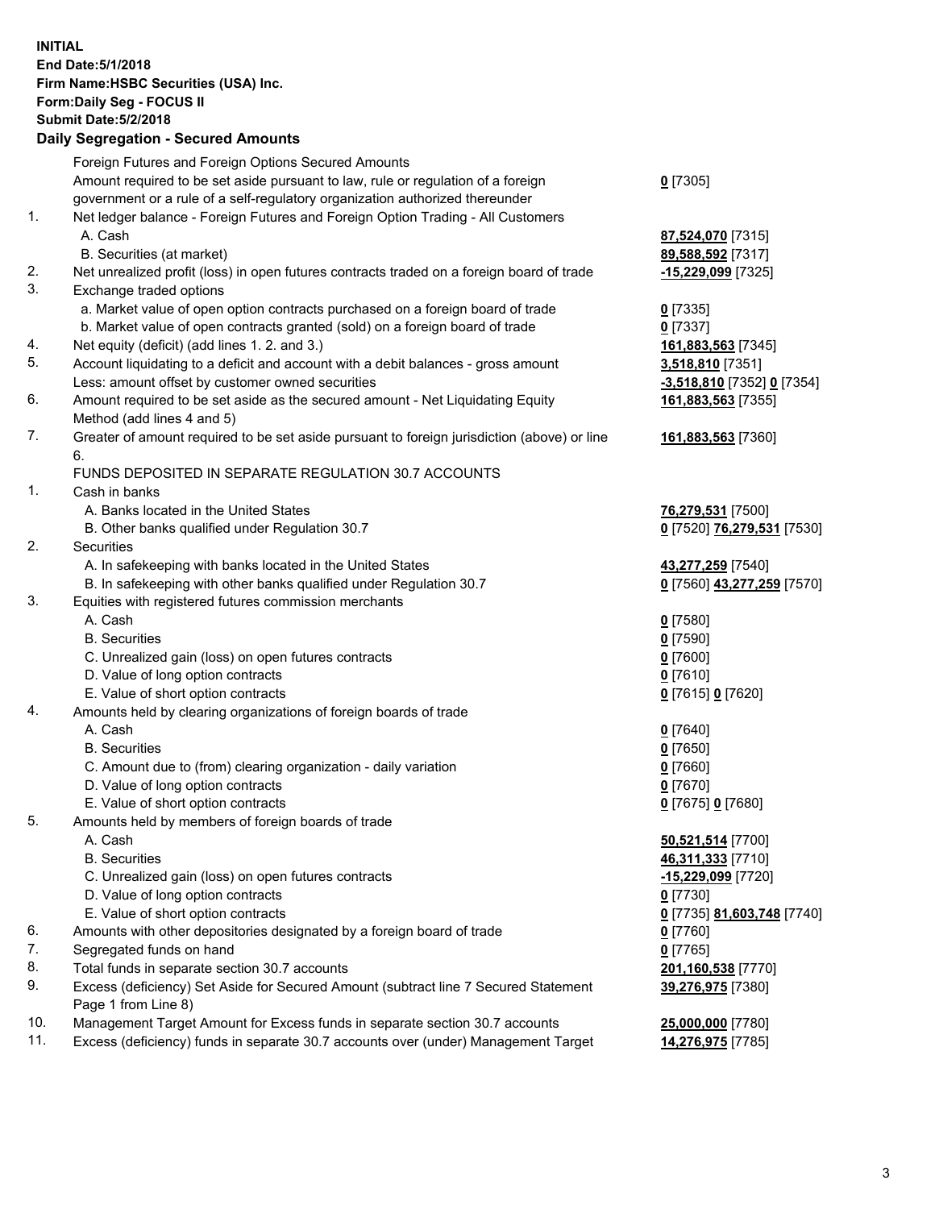**INITIAL**
**End Date:5/1/2018**
**Firm Name:HSBC Securities (USA) Inc.**
**Form:Daily Seg - FOCUS II**
**Submit Date:5/2/2018**
**Daily Segregation - Secured Amounts**

| | | |
|---|---|---|
| | Foreign Futures and Foreign Options Secured Amounts | |
| | Amount required to be set aside pursuant to law, rule or regulation of a foreign government or a rule of a self-regulatory organization authorized thereunder | **0** [7305] |
| 1. | Net ledger balance - Foreign Futures and Foreign Option Trading - All Customers | |
| | A. Cash | **87,524,070** [7315] |
| | B. Securities (at market) | **89,588,592** [7317] |
| 2. | Net unrealized profit (loss) in open futures contracts traded on a foreign board of trade | **-15,229,099** [7325] |
| 3. | Exchange traded options | |
| | a. Market value of open option contracts purchased on a foreign board of trade | **0** [7335] |
| | b. Market value of open contracts granted (sold) on a foreign board of trade | **0** [7337] |
| 4. | Net equity (deficit) (add lines 1. 2. and 3.) | **161,883,563** [7345] |
| 5. | Account liquidating to a deficit and account with a debit balances - gross amount | **3,518,810** [7351] |
| | Less: amount offset by customer owned securities | **-3,518,810** [7352] **0** [7354] |
| 6. | Amount required to be set aside as the secured amount - Net Liquidating Equity Method (add lines 4 and 5) | **161,883,563** [7355] |
| 7. | Greater of amount required to be set aside pursuant to foreign jurisdiction (above) or line 6. | **161,883,563** [7360] |
| | FUNDS DEPOSITED IN SEPARATE REGULATION 30.7 ACCOUNTS | |
| 1. | Cash in banks | |
| | A. Banks located in the United States | **76,279,531** [7500] |
| | B. Other banks qualified under Regulation 30.7 | **0** [7520] **76,279,531** [7530] |
| 2. | Securities | |
| | A. In safekeeping with banks located in the United States | **43,277,259** [7540] |
| | B. In safekeeping with other banks qualified under Regulation 30.7 | **0** [7560] **43,277,259** [7570] |
| 3. | Equities with registered futures commission merchants | |
| | A. Cash | **0** [7580] |
| | B. Securities | **0** [7590] |
| | C. Unrealized gain (loss) on open futures contracts | **0** [7600] |
| | D. Value of long option contracts | **0** [7610] |
| | E. Value of short option contracts | **0** [7615] **0** [7620] |
| 4. | Amounts held by clearing organizations of foreign boards of trade | |
| | A. Cash | **0** [7640] |
| | B. Securities | **0** [7650] |
| | C. Amount due to (from) clearing organization - daily variation | **0** [7660] |
| | D. Value of long option contracts | **0** [7670] |
| | E. Value of short option contracts | **0** [7675] **0** [7680] |
| 5. | Amounts held by members of foreign boards of trade | |
| | A. Cash | **50,521,514** [7700] |
| | B. Securities | **46,311,333** [7710] |
| | C. Unrealized gain (loss) on open futures contracts | **-15,229,099** [7720] |
| | D. Value of long option contracts | **0** [7730] |
| | E. Value of short option contracts | **0** [7735] **81,603,748** [7740] |
| 6. | Amounts with other depositories designated by a foreign board of trade | **0** [7760] |
| 7. | Segregated funds on hand | **0** [7765] |
| 8. | Total funds in separate section 30.7 accounts | **201,160,538** [7770] |
| 9. | Excess (deficiency) Set Aside for Secured Amount (subtract line 7 Secured Statement Page 1 from Line 8) | **39,276,975** [7380] |
| 10. | Management Target Amount for Excess funds in separate section 30.7 accounts | **25,000,000** [7780] |
| 11. | Excess (deficiency) funds in separate 30.7 accounts over (under) Management Target | **14,276,975** [7785] |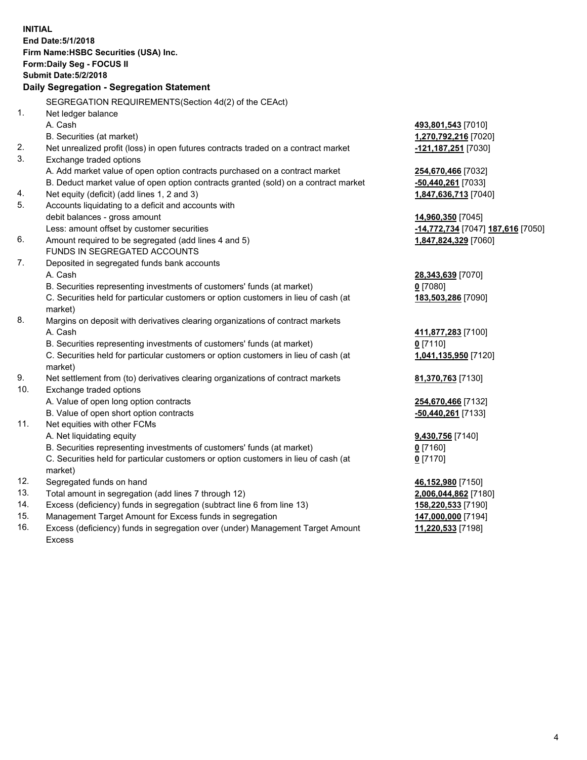**INITIAL**
**End Date:5/1/2018**
**Firm Name:HSBC Securities (USA) Inc.**
**Form:Daily Seg - FOCUS II**
**Submit Date:5/2/2018**

### Daily Segregation - Segregation Statement

| | | |
|---|---|---|
| | SEGREGATION REQUIREMENTS(Section 4d(2) of the CEAct) | |
| 1. | Net ledger balance | |
| | A. Cash | **493,801,543** [7010] |
| | B. Securities (at market) | **1,270,792,216** [7020] |
| 2. | Net unrealized profit (loss) in open futures contracts traded on a contract market | **-121,187,251** [7030] |
| 3. | Exchange traded options | |
| | A. Add market value of open option contracts purchased on a contract market | **254,670,466** [7032] |
| | B. Deduct market value of open option contracts granted (sold) on a contract market | **-50,440,261** [7033] |
| 4. | Net equity (deficit) (add lines 1, 2 and 3) | **1,847,636,713** [7040] |
| 5. | Accounts liquidating to a deficit and accounts with debit balances - gross amount | **14,960,350** [7045] |
| | Less: amount offset by customer securities | **-14,772,734** [7047] **187,616** [7050] |
| 6. | Amount required to be segregated (add lines 4 and 5) | **1,847,824,329** [7060] |
| | FUNDS IN SEGREGATED ACCOUNTS | |
| 7. | Deposited in segregated funds bank accounts | |
| | A. Cash | **28,343,639** [7070] |
| | B. Securities representing investments of customers' funds (at market) | **0** [7080] |
| | C. Securities held for particular customers or option customers in lieu of cash (at market) | **183,503,286** [7090] |
| 8. | Margins on deposit with derivatives clearing organizations of contract markets | |
| | A. Cash | **411,877,283** [7100] |
| | B. Securities representing investments of customers' funds (at market) | **0** [7110] |
| | C. Securities held for particular customers or option customers in lieu of cash (at market) | **1,041,135,950** [7120] |
| 9. | Net settlement from (to) derivatives clearing organizations of contract markets | **81,370,763** [7130] |
| 10. | Exchange traded options | |
| | A. Value of open long option contracts | **254,670,466** [7132] |
| | B. Value of open short option contracts | **-50,440,261** [7133] |
| 11. | Net equities with other FCMs | |
| | A. Net liquidating equity | **9,430,756** [7140] |
| | B. Securities representing investments of customers' funds (at market) | **0** [7160] |
| | C. Securities held for particular customers or option customers in lieu of cash (at market) | **0** [7170] |
| 12. | Segregated funds on hand | **46,152,980** [7150] |
| 13. | Total amount in segregation (add lines 7 through 12) | **2,006,044,862** [7180] |
| 14. | Excess (deficiency) funds in segregation (subtract line 6 from line 13) | **158,220,533** [7190] |
| 15. | Management Target Amount for Excess funds in segregation | **147,000,000** [7194] |
| 16. | Excess (deficiency) funds in segregation over (under) Management Target Amount Excess | **11,220,533** [7198] |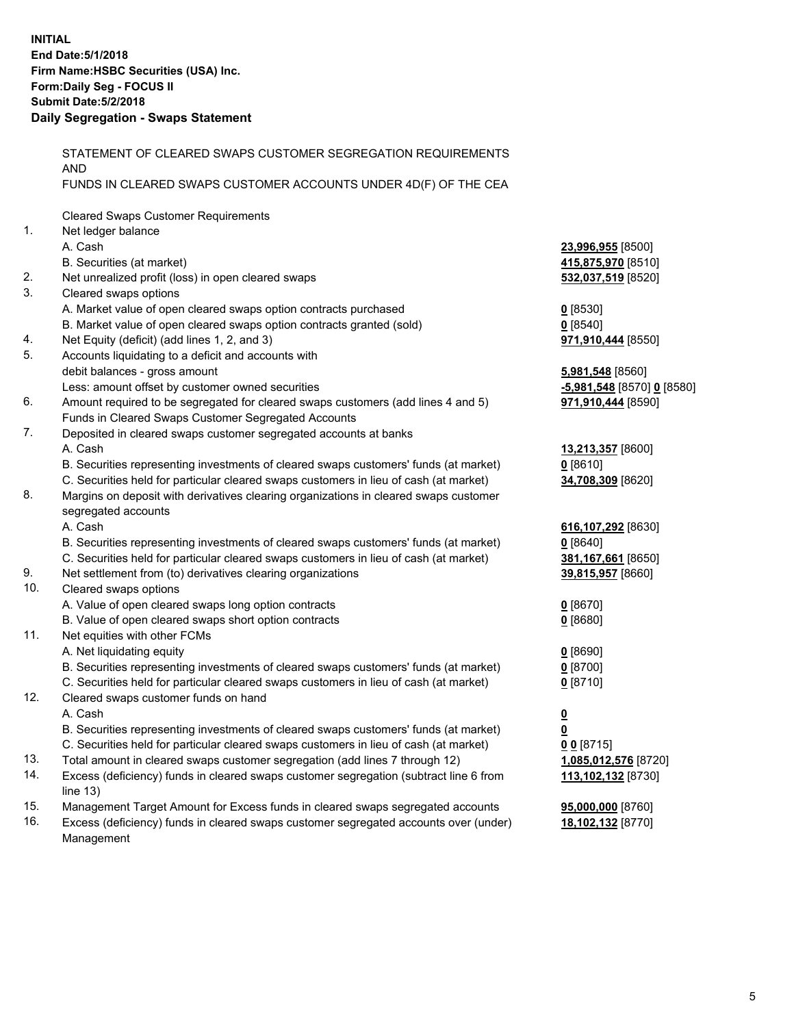**INITIAL**
**End Date:5/1/2018**
**Firm Name:HSBC Securities (USA) Inc.**
**Form:Daily Seg - FOCUS II**
**Submit Date:5/2/2018**
**Daily Segregation - Swaps Statement**

STATEMENT OF CLEARED SWAPS CUSTOMER SEGREGATION REQUIREMENTS
AND
FUNDS IN CLEARED SWAPS CUSTOMER ACCOUNTS UNDER 4D(F) OF THE CEA

| | | |
|---|---|---|
| | Cleared Swaps Customer Requirements | |
| 1. | Net ledger balance | |
| | A. Cash | **23,996,955** [8500] |
| | B. Securities (at market) | **415,875,970** [8510] |
| 2. | Net unrealized profit (loss) in open cleared swaps | **532,037,519** [8520] |
| 3. | Cleared swaps options | |
| | A. Market value of open cleared swaps option contracts purchased | **0** [8530] |
| | B. Market value of open cleared swaps option contracts granted (sold) | **0** [8540] |
| 4. | Net Equity (deficit) (add lines 1, 2, and 3) | **971,910,444** [8550] |
| 5. | Accounts liquidating to a deficit and accounts with | |
| | debit balances - gross amount | **5,981,548** [8560] |
| | Less: amount offset by customer owned securities | **-5,981,548** [8570] **0** [8580] |
| 6. | Amount required to be segregated for cleared swaps customers (add lines 4 and 5) | **971,910,444** [8590] |
| | Funds in Cleared Swaps Customer Segregated Accounts | |
| 7. | Deposited in cleared swaps customer segregated accounts at banks | |
| | A. Cash | **13,213,357** [8600] |
| | B. Securities representing investments of cleared swaps customers' funds (at market) | **0** [8610] |
| | C. Securities held for particular cleared swaps customers in lieu of cash (at market) | **34,708,309** [8620] |
| 8. | Margins on deposit with derivatives clearing organizations in cleared swaps customer segregated accounts | |
| | A. Cash | **616,107,292** [8630] |
| | B. Securities representing investments of cleared swaps customers' funds (at market) | **0** [8640] |
| | C. Securities held for particular cleared swaps customers in lieu of cash (at market) | **381,167,661** [8650] |
| 9. | Net settlement from (to) derivatives clearing organizations | **39,815,957** [8660] |
| 10. | Cleared swaps options | |
| | A. Value of open cleared swaps long option contracts | **0** [8670] |
| | B. Value of open cleared swaps short option contracts | **0** [8680] |
| 11. | Net equities with other FCMs | |
| | A. Net liquidating equity | **0** [8690] |
| | B. Securities representing investments of cleared swaps customers' funds (at market) | **0** [8700] |
| | C. Securities held for particular cleared swaps customers in lieu of cash (at market) | **0** [8710] |
| 12. | Cleared swaps customer funds on hand | |
| | A. Cash | **0** |
| | B. Securities representing investments of cleared swaps customers' funds (at market) | **0** |
| | C. Securities held for particular cleared swaps customers in lieu of cash (at market) | **0** **0** [8715] |
| 13. | Total amount in cleared swaps customer segregation (add lines 7 through 12) | **1,085,012,576** [8720] |
| 14. | Excess (deficiency) funds in cleared swaps customer segregation (subtract line 6 from line 13) | **113,102,132** [8730] |
| 15. | Management Target Amount for Excess funds in cleared swaps segregated accounts | **95,000,000** [8760] |
| 16. | Excess (deficiency) funds in cleared swaps customer segregated accounts over (under) Management | **18,102,132** [8770] |